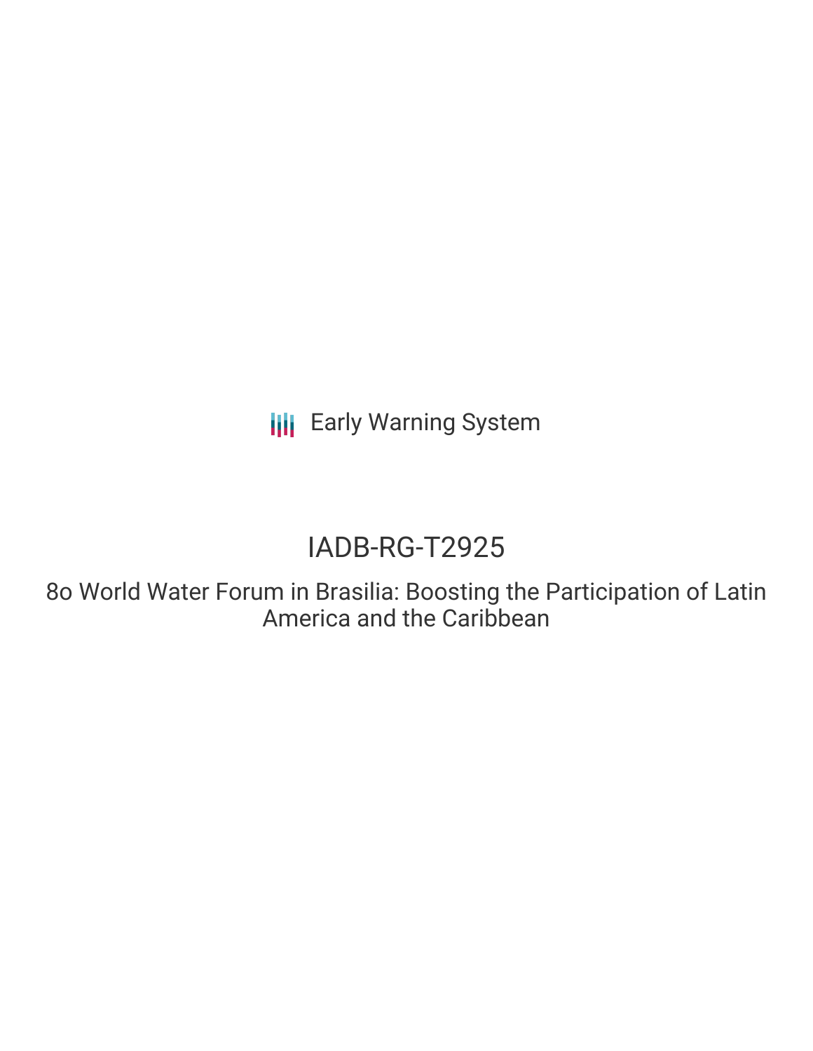Early Warning System

# IADB-RG-T2925

## 8o World Water Forum in Brasilia: Boosting the Participation of Latin America and the Caribbean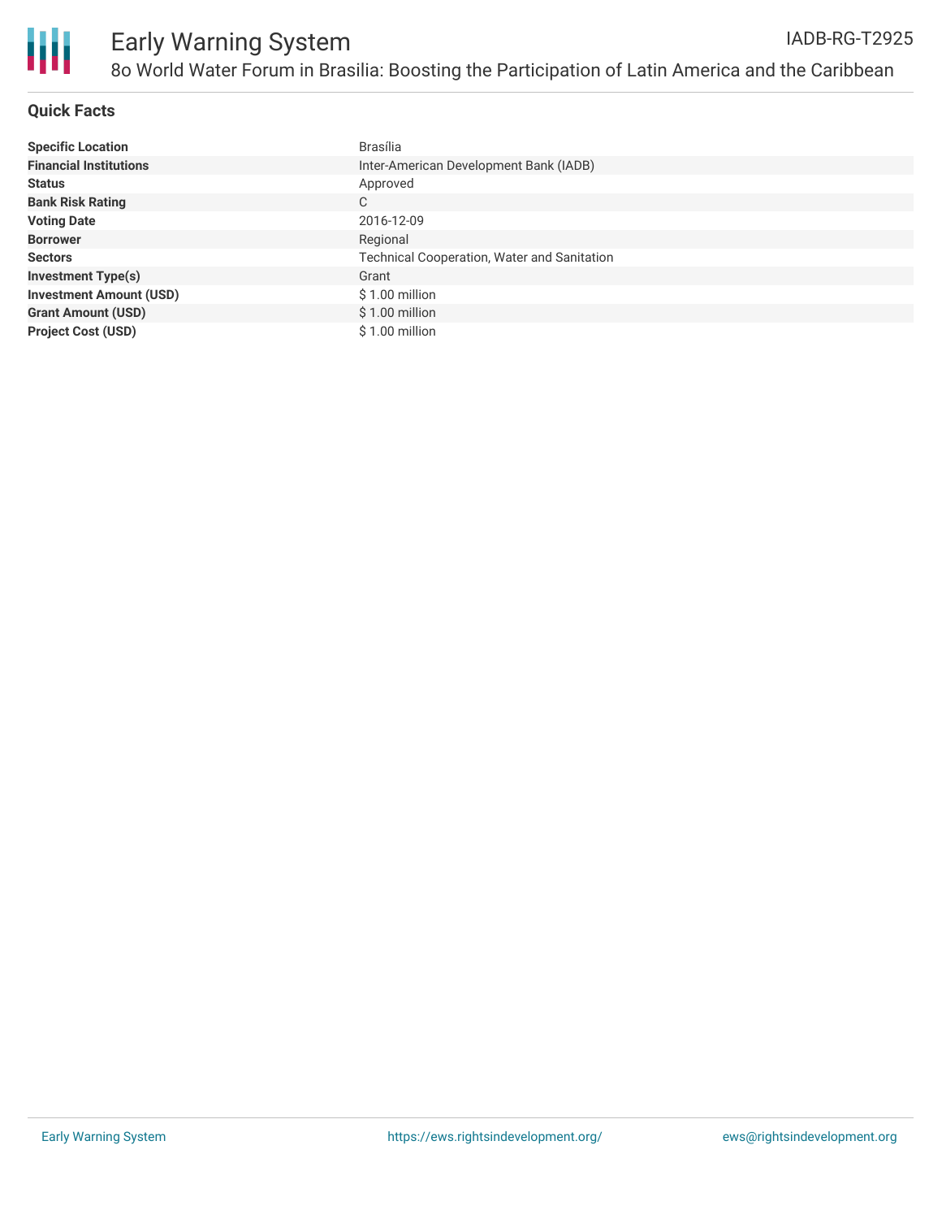# Early Warning System

IADB-RG-T2925

## 8o World Water Forum in Brasilia: Boosting the Participation of Latin America and the Caribbean

### Quick Facts

| | |
|---|---|
| **Specific Location** | Brasília |
| **Financial Institutions** | Inter-American Development Bank (IADB) |
| **Status** | Approved |
| **Bank Risk Rating** | C |
| **Voting Date** | 2016-12-09 |
| **Borrower** | Regional |
| **Sectors** | Technical Cooperation, Water and Sanitation |
| **Investment Type(s)** | Grant |
| **Investment Amount (USD)** | $ 1.00 million |
| **Grant Amount (USD)** | $ 1.00 million |
| **Project Cost (USD)** | $ 1.00 million |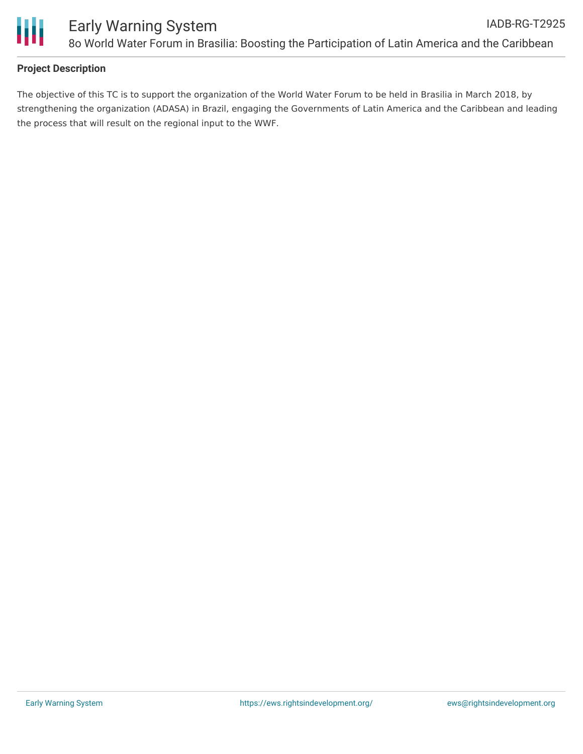## Project Description

The objective of this TC is to support the organization of the World Water Forum to be held in Brasilia in March 2018, by strengthening the organization (ADASA) in Brazil, engaging the Governments of Latin America and the Caribbean and leading the process that will result on the regional input to the WWF.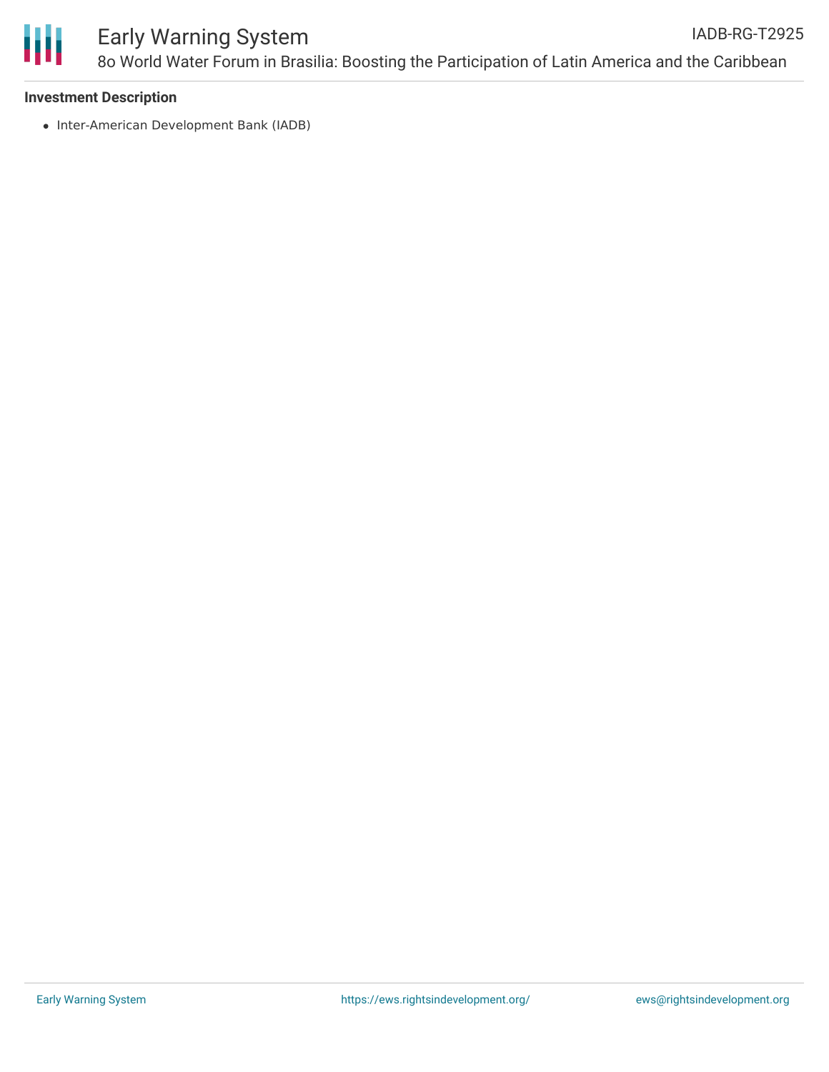**Investment Description**

- Inter-American Development Bank (IADB)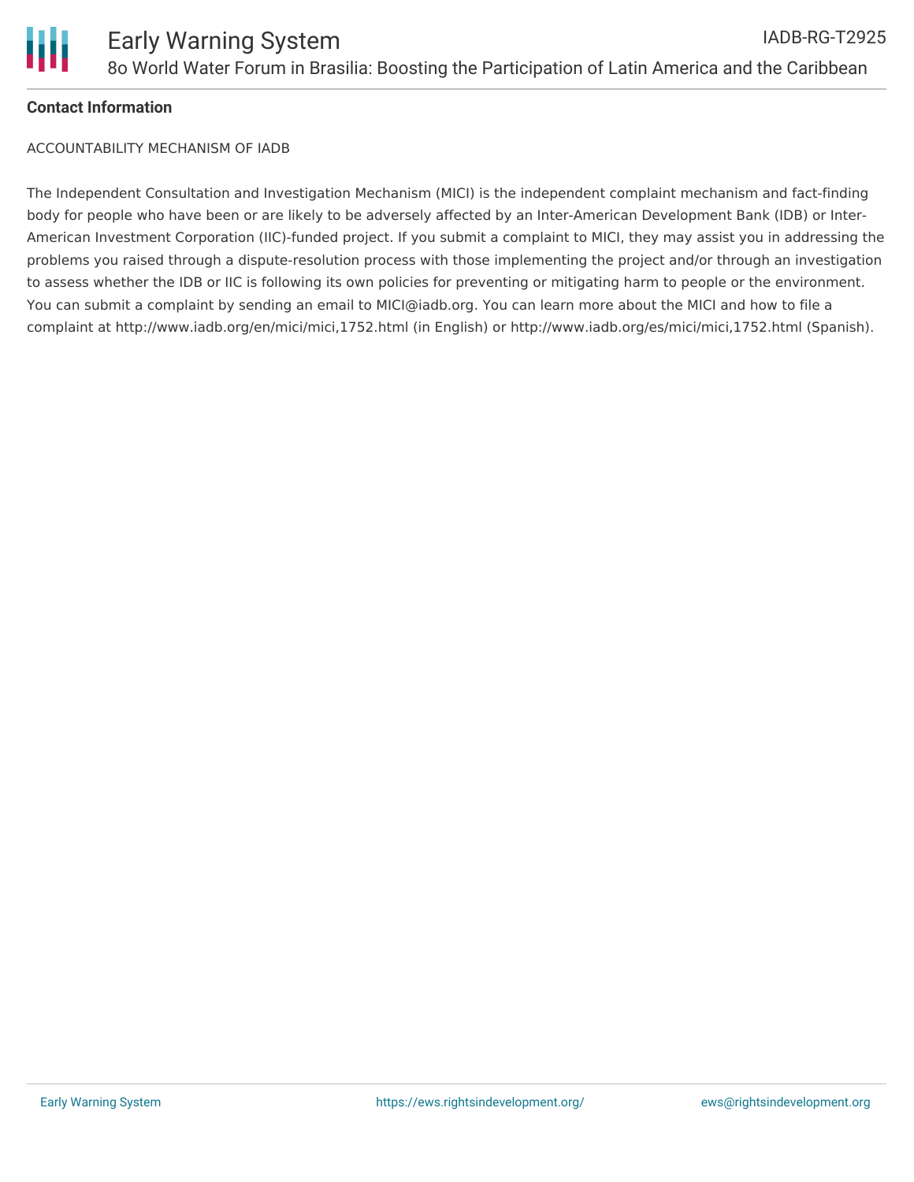**Contact Information**

ACCOUNTABILITY MECHANISM OF IADB

The Independent Consultation and Investigation Mechanism (MICI) is the independent complaint mechanism and fact-finding body for people who have been or are likely to be adversely affected by an Inter-American Development Bank (IDB) or Inter-American Investment Corporation (IIC)-funded project. If you submit a complaint to MICI, they may assist you in addressing the problems you raised through a dispute-resolution process with those implementing the project and/or through an investigation to assess whether the IDB or IIC is following its own policies for preventing or mitigating harm to people or the environment. You can submit a complaint by sending an email to MICI@iadb.org. You can learn more about the MICI and how to file a complaint at http://www.iadb.org/en/mici/mici,1752.html (in English) or http://www.iadb.org/es/mici/mici,1752.html (Spanish).